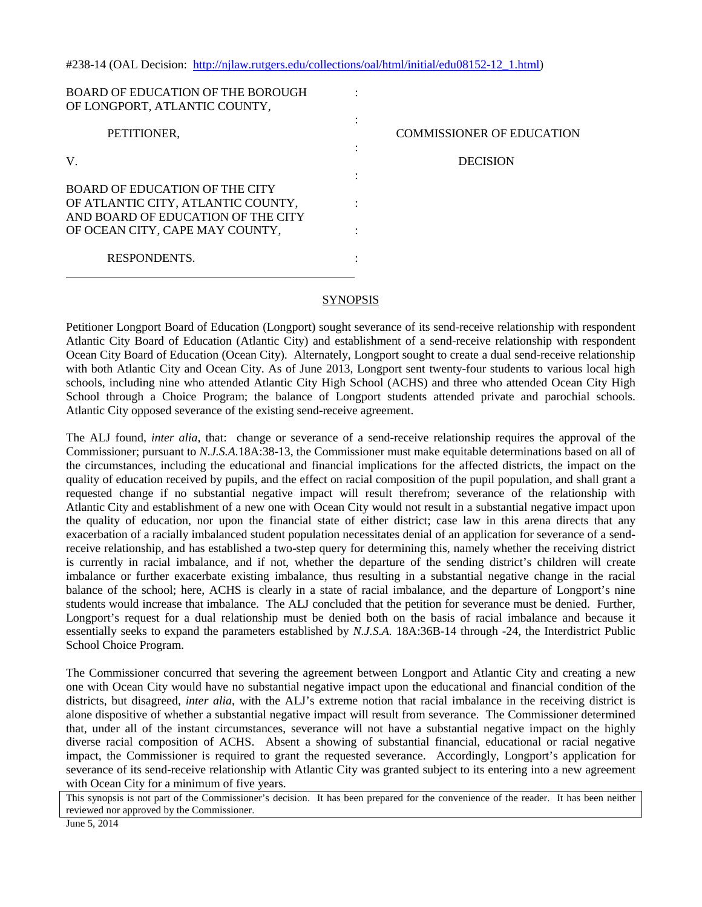#238-14 (OAL Decision: http://njlaw.rutgers.edu/collections/oal/html/initial/edu08152-12_1.html)

| | | |
|---|---|---|
| BOARD OF EDUCATION OF THE BOROUGH OF LONGPORT, ATLANTIC COUNTY, | : | |
| PETITIONER, | : | COMMISSIONER OF EDUCATION |
| V. | : | DECISION |
| BOARD OF EDUCATION OF THE CITY OF ATLANTIC CITY, ATLANTIC COUNTY, AND BOARD OF EDUCATION OF THE CITY OF OCEAN CITY, CAPE MAY COUNTY, | : | |
| RESPONDENTS. | : | |

## SYNOPSIS

Petitioner Longport Board of Education (Longport) sought severance of its send-receive relationship with respondent Atlantic City Board of Education (Atlantic City) and establishment of a send-receive relationship with respondent Ocean City Board of Education (Ocean City). Alternately, Longport sought to create a dual send-receive relationship with both Atlantic City and Ocean City. As of June 2013, Longport sent twenty-four students to various local high schools, including nine who attended Atlantic City High School (ACHS) and three who attended Ocean City High School through a Choice Program; the balance of Longport students attended private and parochial schools. Atlantic City opposed severance of the existing send-receive agreement.

The ALJ found, *inter alia*, that: change or severance of a send-receive relationship requires the approval of the Commissioner; pursuant to *N.J.S.A.*18A:38-13, the Commissioner must make equitable determinations based on all of the circumstances, including the educational and financial implications for the affected districts, the impact on the quality of education received by pupils, and the effect on racial composition of the pupil population, and shall grant a requested change if no substantial negative impact will result therefrom; severance of the relationship with Atlantic City and establishment of a new one with Ocean City would not result in a substantial negative impact upon the quality of education, nor upon the financial state of either district; case law in this arena directs that any exacerbation of a racially imbalanced student population necessitates denial of an application for severance of a send-receive relationship, and has established a two-step query for determining this, namely whether the receiving district is currently in racial imbalance, and if not, whether the departure of the sending district's children will create imbalance or further exacerbate existing imbalance, thus resulting in a substantial negative change in the racial balance of the school; here, ACHS is clearly in a state of racial imbalance, and the departure of Longport's nine students would increase that imbalance. The ALJ concluded that the petition for severance must be denied. Further, Longport's request for a dual relationship must be denied both on the basis of racial imbalance and because it essentially seeks to expand the parameters established by *N.J.S.A.* 18A:36B-14 through -24, the Interdistrict Public School Choice Program.

The Commissioner concurred that severing the agreement between Longport and Atlantic City and creating a new one with Ocean City would have no substantial negative impact upon the educational and financial condition of the districts, but disagreed, *inter alia*, with the ALJ's extreme notion that racial imbalance in the receiving district is alone dispositive of whether a substantial negative impact will result from severance. The Commissioner determined that, under all of the instant circumstances, severance will not have a substantial negative impact on the highly diverse racial composition of ACHS. Absent a showing of substantial financial, educational or racial negative impact, the Commissioner is required to grant the requested severance. Accordingly, Longport's application for severance of its send-receive relationship with Atlantic City was granted subject to its entering into a new agreement with Ocean City for a minimum of five years.

This synopsis is not part of the Commissioner's decision. It has been prepared for the convenience of the reader. It has been neither reviewed nor approved by the Commissioner.

June 5, 2014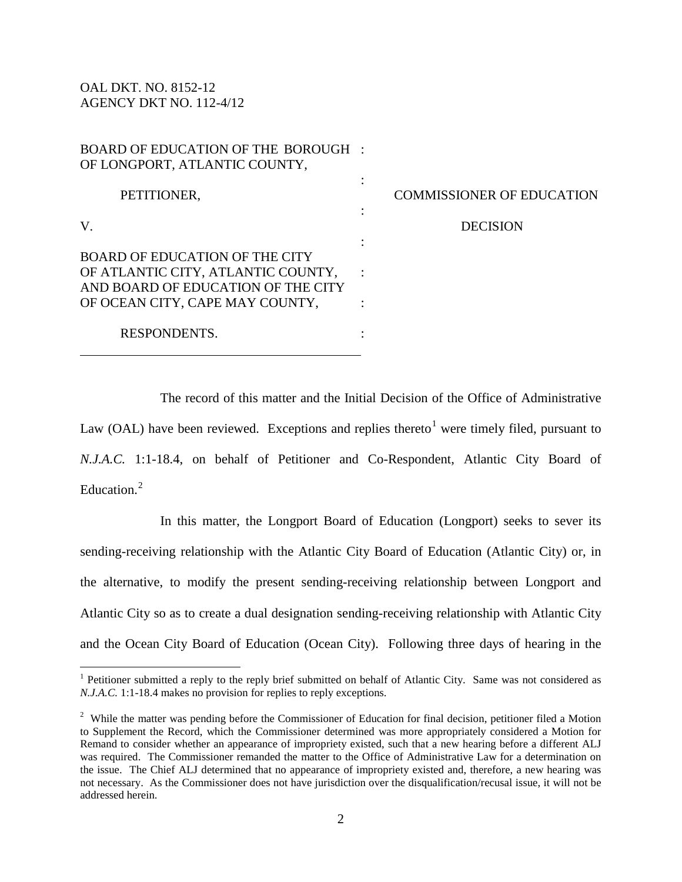OAL DKT. NO. 8152-12
AGENCY DKT NO. 112-4/12

| | | |
|---|---|---|
| BOARD OF EDUCATION OF THE BOROUGH OF LONGPORT, ATLANTIC COUNTY, | : | |
| PETITIONER, | : | COMMISSIONER OF EDUCATION |
| V. | : | DECISION |
| BOARD OF EDUCATION OF THE CITY OF ATLANTIC CITY, ATLANTIC COUNTY, AND BOARD OF EDUCATION OF THE CITY OF OCEAN CITY, CAPE MAY COUNTY, | : | |
| RESPONDENTS. | : | |

The record of this matter and the Initial Decision of the Office of Administrative Law (OAL) have been reviewed. Exceptions and replies thereto[1] were timely filed, pursuant to *N.J.A.C.* 1:1-18.4, on behalf of Petitioner and Co-Respondent, Atlantic City Board of Education.[2]

In this matter, the Longport Board of Education (Longport) seeks to sever its sending-receiving relationship with the Atlantic City Board of Education (Atlantic City) or, in the alternative, to modify the present sending-receiving relationship between Longport and Atlantic City so as to create a dual designation sending-receiving relationship with Atlantic City and the Ocean City Board of Education (Ocean City). Following three days of hearing in the

[1] Petitioner submitted a reply to the reply brief submitted on behalf of Atlantic City. Same was not considered as *N.J.A.C.* 1:1-18.4 makes no provision for replies to reply exceptions.

[2] While the matter was pending before the Commissioner of Education for final decision, petitioner filed a Motion to Supplement the Record, which the Commissioner determined was more appropriately considered a Motion for Remand to consider whether an appearance of impropriety existed, such that a new hearing before a different ALJ was required. The Commissioner remanded the matter to the Office of Administrative Law for a determination on the issue. The Chief ALJ determined that no appearance of impropriety existed and, therefore, a new hearing was not necessary. As the Commissioner does not have jurisdiction over the disqualification/recusal issue, it will not be addressed herein.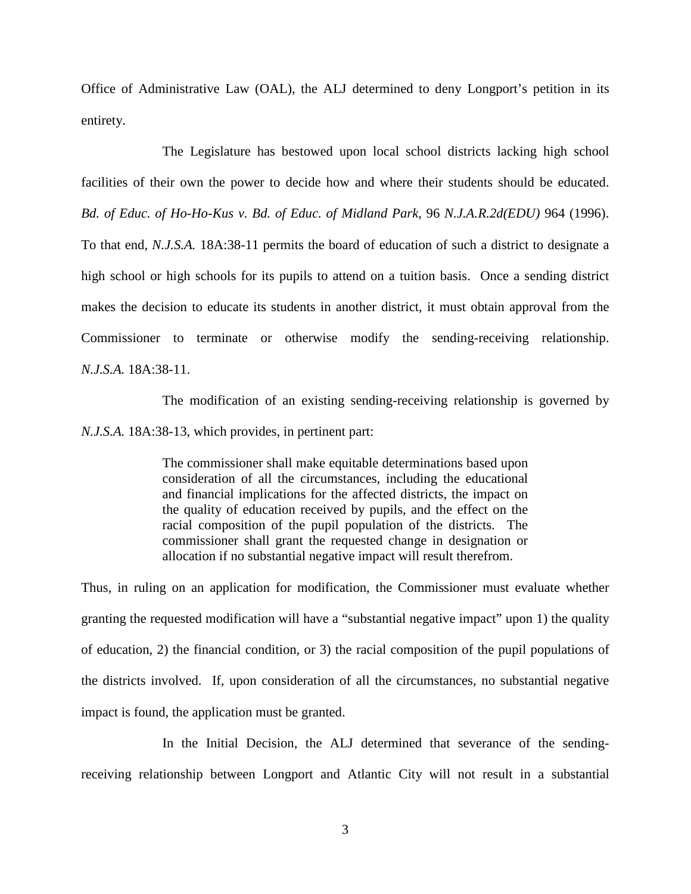Office of Administrative Law (OAL), the ALJ determined to deny Longport's petition in its entirety.

The Legislature has bestowed upon local school districts lacking high school facilities of their own the power to decide how and where their students should be educated. *Bd. of Educ. of Ho-Ho-Kus v. Bd. of Educ. of Midland Park*, 96 *N.J.A.R.2d(EDU)* 964 (1996). To that end, *N.J.S.A.* 18A:38-11 permits the board of education of such a district to designate a high school or high schools for its pupils to attend on a tuition basis. Once a sending district makes the decision to educate its students in another district, it must obtain approval from the Commissioner to terminate or otherwise modify the sending-receiving relationship. *N.J.S.A.* 18A:38-11.

The modification of an existing sending-receiving relationship is governed by *N.J.S.A.* 18A:38-13, which provides, in pertinent part:

> The commissioner shall make equitable determinations based upon consideration of all the circumstances, including the educational and financial implications for the affected districts, the impact on the quality of education received by pupils, and the effect on the racial composition of the pupil population of the districts. The commissioner shall grant the requested change in designation or allocation if no substantial negative impact will result therefrom.

Thus, in ruling on an application for modification, the Commissioner must evaluate whether granting the requested modification will have a "substantial negative impact" upon 1) the quality of education, 2) the financial condition, or 3) the racial composition of the pupil populations of the districts involved. If, upon consideration of all the circumstances, no substantial negative impact is found, the application must be granted.

In the Initial Decision, the ALJ determined that severance of the sending-receiving relationship between Longport and Atlantic City will not result in a substantial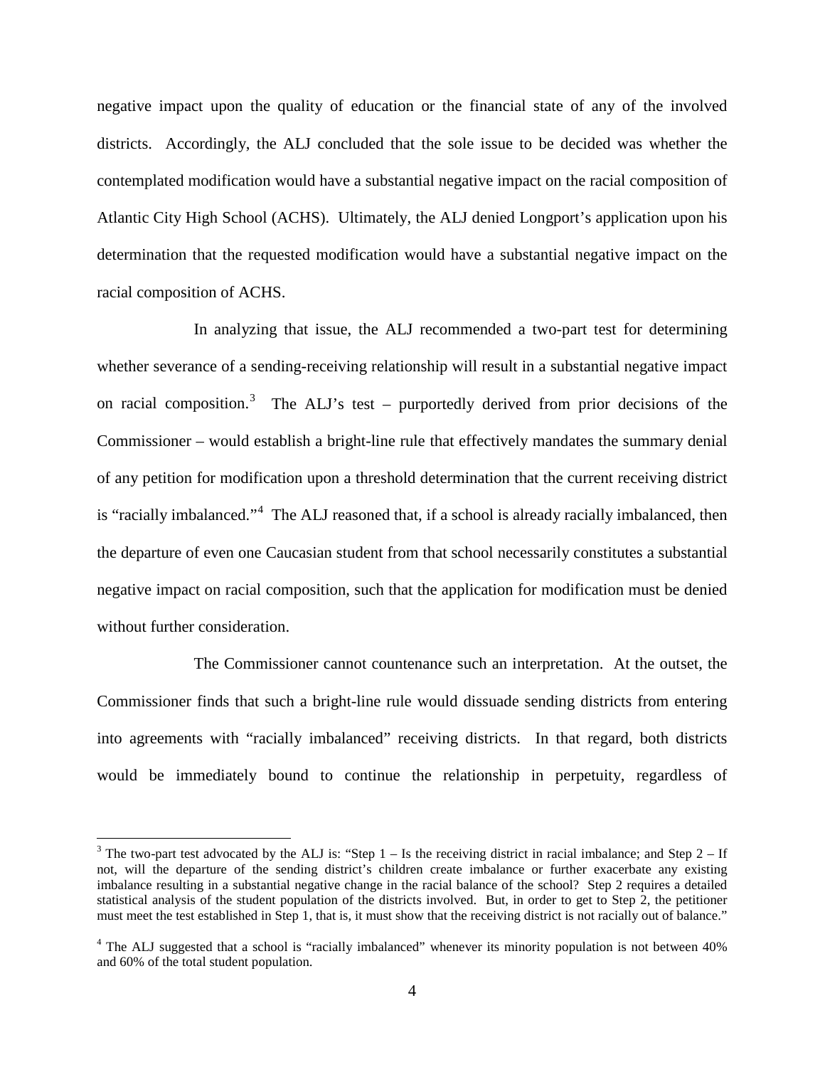negative impact upon the quality of education or the financial state of any of the involved districts. Accordingly, the ALJ concluded that the sole issue to be decided was whether the contemplated modification would have a substantial negative impact on the racial composition of Atlantic City High School (ACHS). Ultimately, the ALJ denied Longport's application upon his determination that the requested modification would have a substantial negative impact on the racial composition of ACHS.

In analyzing that issue, the ALJ recommended a two-part test for determining whether severance of a sending-receiving relationship will result in a substantial negative impact on racial composition.[3] The ALJ's test – purportedly derived from prior decisions of the Commissioner – would establish a bright-line rule that effectively mandates the summary denial of any petition for modification upon a threshold determination that the current receiving district is "racially imbalanced."[4] The ALJ reasoned that, if a school is already racially imbalanced, then the departure of even one Caucasian student from that school necessarily constitutes a substantial negative impact on racial composition, such that the application for modification must be denied without further consideration.

The Commissioner cannot countenance such an interpretation. At the outset, the Commissioner finds that such a bright-line rule would dissuade sending districts from entering into agreements with "racially imbalanced" receiving districts. In that regard, both districts would be immediately bound to continue the relationship in perpetuity, regardless of

---

[3] The two-part test advocated by the ALJ is: "Step 1 – Is the receiving district in racial imbalance; and Step 2 – If not, will the departure of the sending district's children create imbalance or further exacerbate any existing imbalance resulting in a substantial negative change in the racial balance of the school? Step 2 requires a detailed statistical analysis of the student population of the districts involved. But, in order to get to Step 2, the petitioner must meet the test established in Step 1, that is, it must show that the receiving district is not racially out of balance."

[4] The ALJ suggested that a school is "racially imbalanced" whenever its minority population is not between 40% and 60% of the total student population.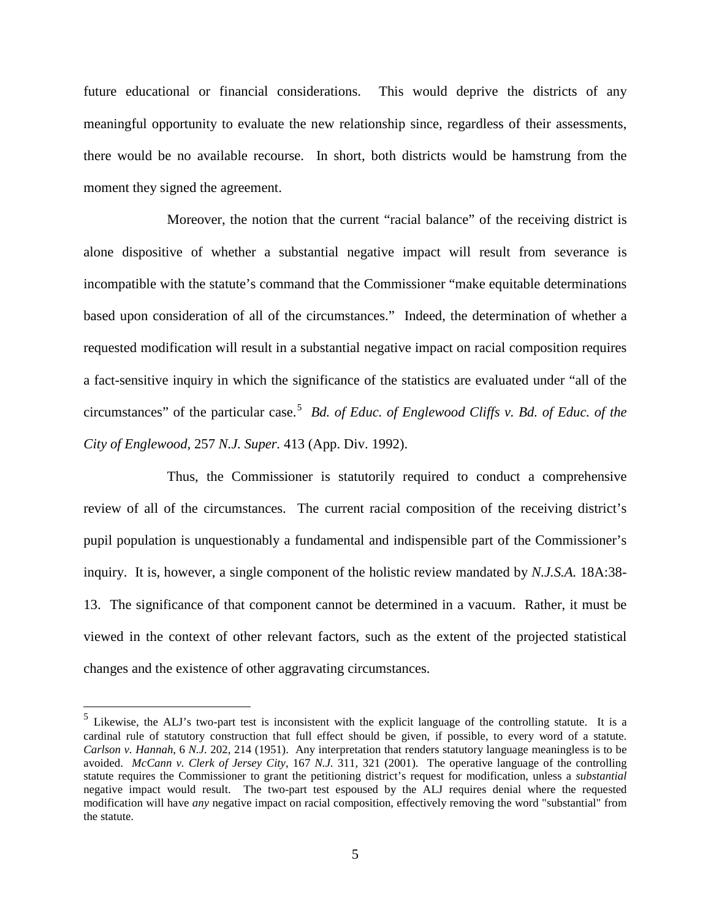future educational or financial considerations. This would deprive the districts of any meaningful opportunity to evaluate the new relationship since, regardless of their assessments, there would be no available recourse. In short, both districts would be hamstrung from the moment they signed the agreement.

Moreover, the notion that the current "racial balance" of the receiving district is alone dispositive of whether a substantial negative impact will result from severance is incompatible with the statute's command that the Commissioner "make equitable determinations based upon consideration of all of the circumstances." Indeed, the determination of whether a requested modification will result in a substantial negative impact on racial composition requires a fact-sensitive inquiry in which the significance of the statistics are evaluated under "all of the circumstances" of the particular case.[5] *Bd. of Educ. of Englewood Cliffs v. Bd. of Educ. of the City of Englewood*, 257 *N.J. Super.* 413 (App. Div. 1992).

Thus, the Commissioner is statutorily required to conduct a comprehensive review of all of the circumstances. The current racial composition of the receiving district's pupil population is unquestionably a fundamental and indispensible part of the Commissioner's inquiry. It is, however, a single component of the holistic review mandated by *N.J.S.A.* 18A:38-13. The significance of that component cannot be determined in a vacuum. Rather, it must be viewed in the context of other relevant factors, such as the extent of the projected statistical changes and the existence of other aggravating circumstances.

---

[5] Likewise, the ALJ's two-part test is inconsistent with the explicit language of the controlling statute. It is a cardinal rule of statutory construction that full effect should be given, if possible, to every word of a statute. *Carlson v. Hannah*, 6 *N.J.* 202, 214 (1951). Any interpretation that renders statutory language meaningless is to be avoided. *McCann v. Clerk of Jersey City*, 167 *N.J.* 311, 321 (2001). The operative language of the controlling statute requires the Commissioner to grant the petitioning district's request for modification, unless a *substantial* negative impact would result. The two-part test espoused by the ALJ requires denial where the requested modification will have *any* negative impact on racial composition, effectively removing the word "substantial" from the statute.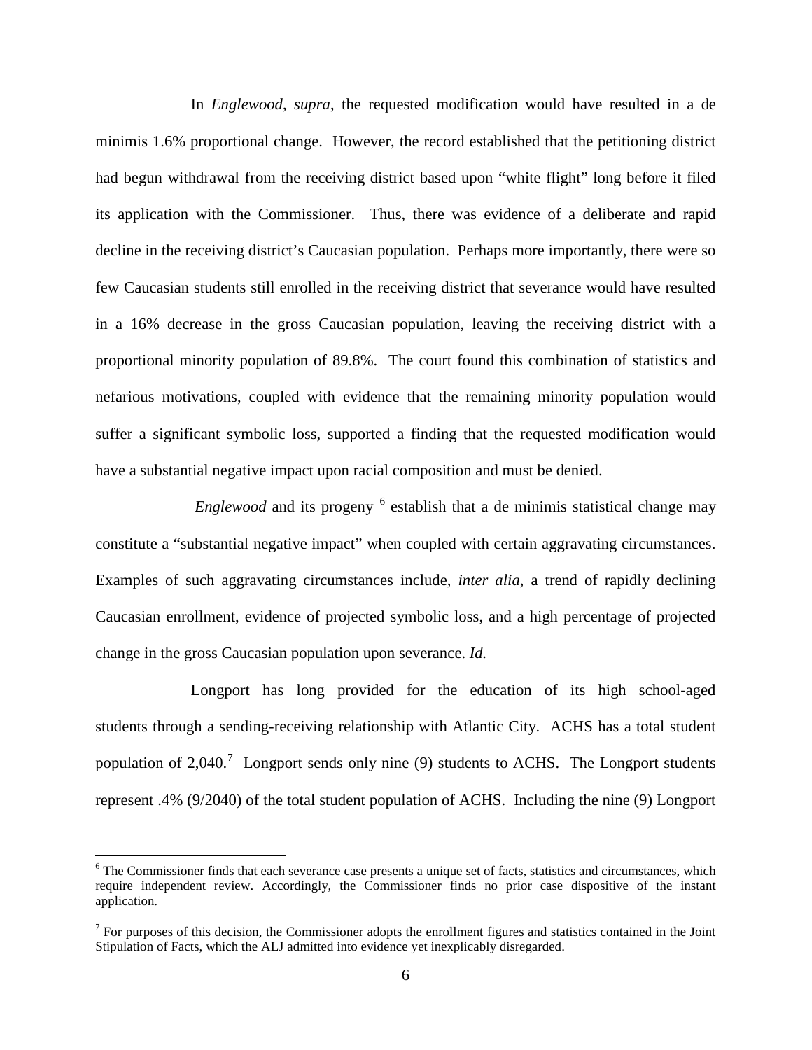In *Englewood*, *supra*, the requested modification would have resulted in a de minimis 1.6% proportional change. However, the record established that the petitioning district had begun withdrawal from the receiving district based upon "white flight" long before it filed its application with the Commissioner. Thus, there was evidence of a deliberate and rapid decline in the receiving district's Caucasian population. Perhaps more importantly, there were so few Caucasian students still enrolled in the receiving district that severance would have resulted in a 16% decrease in the gross Caucasian population, leaving the receiving district with a proportional minority population of 89.8%. The court found this combination of statistics and nefarious motivations, coupled with evidence that the remaining minority population would suffer a significant symbolic loss, supported a finding that the requested modification would have a substantial negative impact upon racial composition and must be denied.

*Englewood* and its progeny [6] establish that a de minimis statistical change may constitute a "substantial negative impact" when coupled with certain aggravating circumstances. Examples of such aggravating circumstances include, *inter alia*, a trend of rapidly declining Caucasian enrollment, evidence of projected symbolic loss, and a high percentage of projected change in the gross Caucasian population upon severance. *Id.*

Longport has long provided for the education of its high school-aged students through a sending-receiving relationship with Atlantic City. ACHS has a total student population of 2,040.[7] Longport sends only nine (9) students to ACHS. The Longport students represent .4% (9/2040) of the total student population of ACHS. Including the nine (9) Longport

---

[6] The Commissioner finds that each severance case presents a unique set of facts, statistics and circumstances, which require independent review. Accordingly, the Commissioner finds no prior case dispositive of the instant application.

[7] For purposes of this decision, the Commissioner adopts the enrollment figures and statistics contained in the Joint Stipulation of Facts, which the ALJ admitted into evidence yet inexplicably disregarded.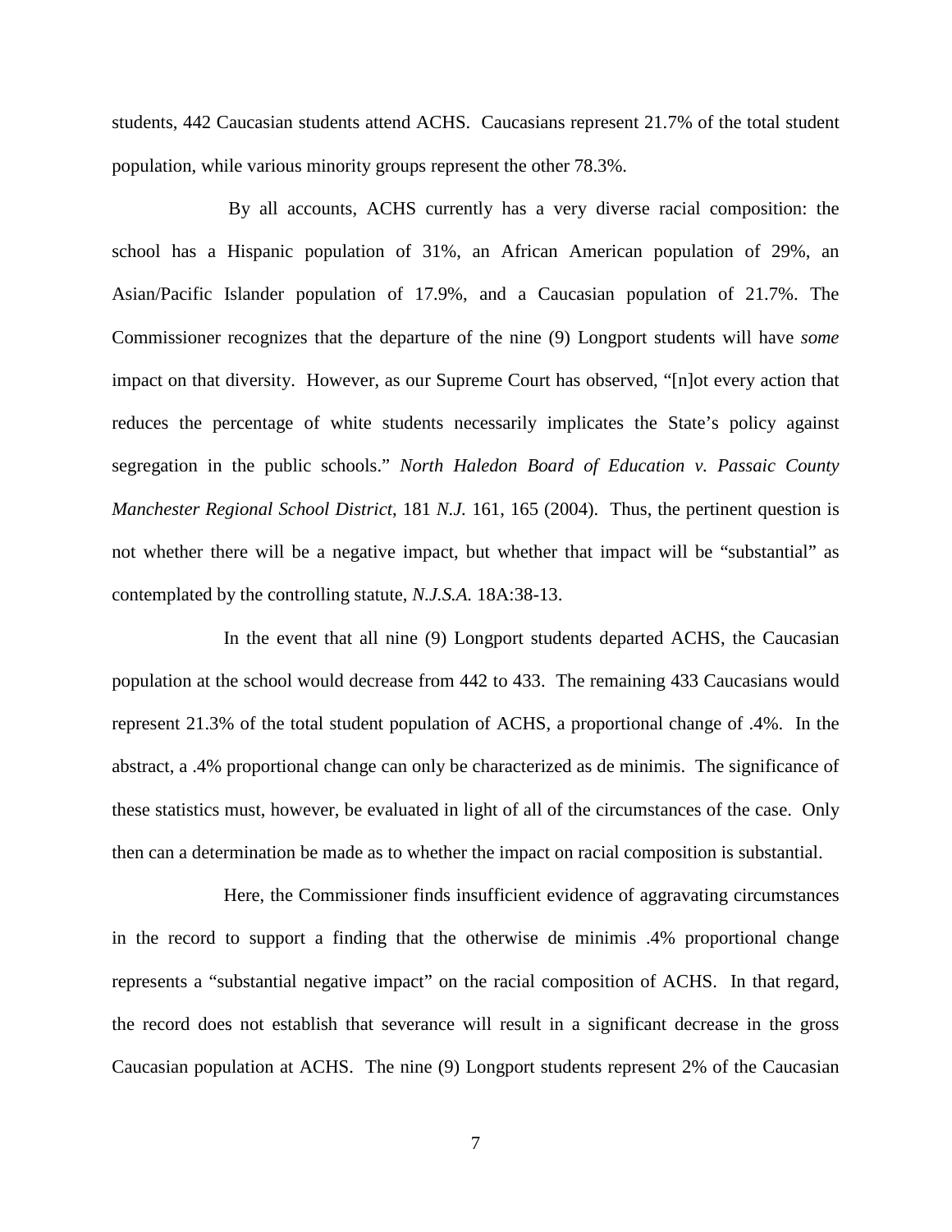students, 442 Caucasian students attend ACHS. Caucasians represent 21.7% of the total student population, while various minority groups represent the other 78.3%.

By all accounts, ACHS currently has a very diverse racial composition: the school has a Hispanic population of 31%, an African American population of 29%, an Asian/Pacific Islander population of 17.9%, and a Caucasian population of 21.7%. The Commissioner recognizes that the departure of the nine (9) Longport students will have *some* impact on that diversity. However, as our Supreme Court has observed, "[n]ot every action that reduces the percentage of white students necessarily implicates the State's policy against segregation in the public schools." *North Haledon Board of Education v. Passaic County Manchester Regional School District*, 181 *N.J.* 161, 165 (2004). Thus, the pertinent question is not whether there will be a negative impact, but whether that impact will be "substantial" as contemplated by the controlling statute, *N.J.S.A.* 18A:38-13.

In the event that all nine (9) Longport students departed ACHS, the Caucasian population at the school would decrease from 442 to 433. The remaining 433 Caucasians would represent 21.3% of the total student population of ACHS, a proportional change of .4%. In the abstract, a .4% proportional change can only be characterized as de minimis. The significance of these statistics must, however, be evaluated in light of all of the circumstances of the case. Only then can a determination be made as to whether the impact on racial composition is substantial.

Here, the Commissioner finds insufficient evidence of aggravating circumstances in the record to support a finding that the otherwise de minimis .4% proportional change represents a "substantial negative impact" on the racial composition of ACHS. In that regard, the record does not establish that severance will result in a significant decrease in the gross Caucasian population at ACHS. The nine (9) Longport students represent 2% of the Caucasian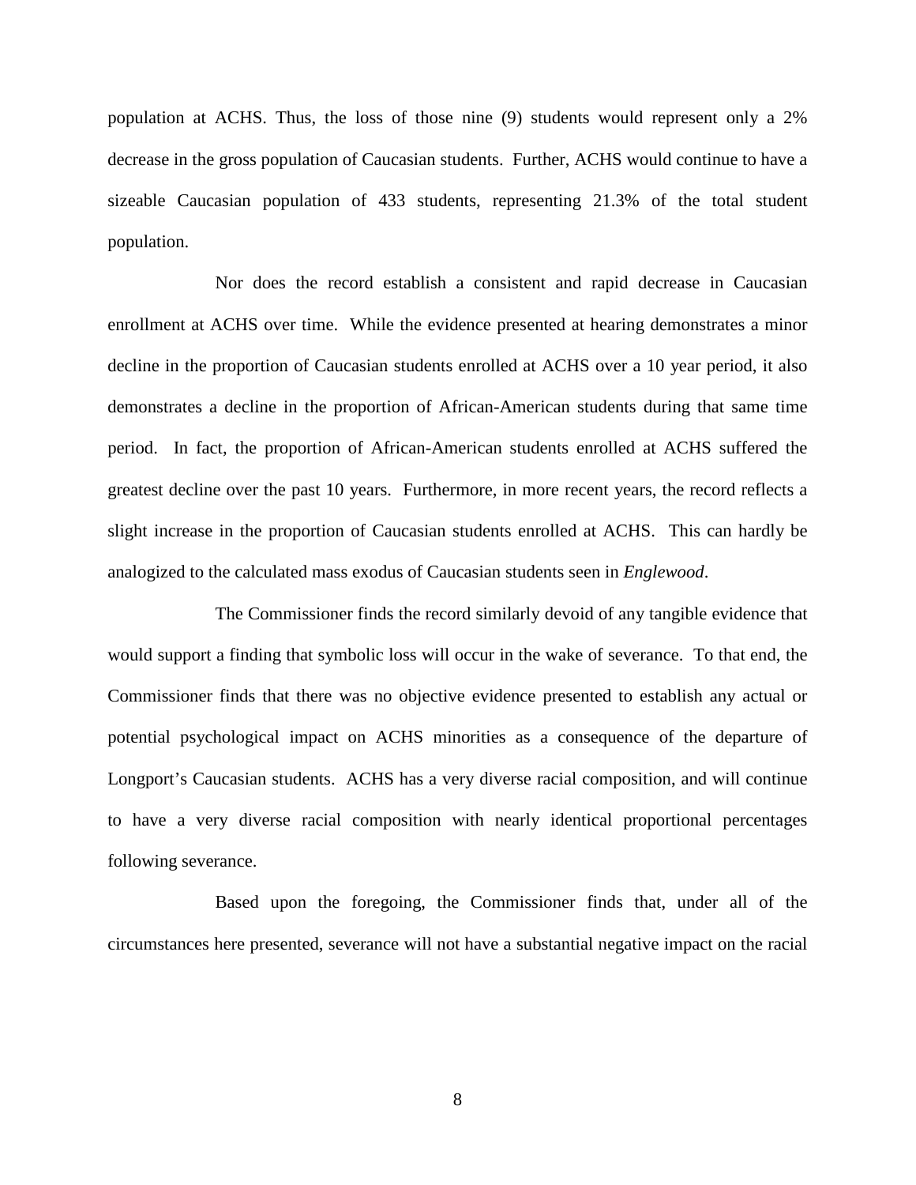population at ACHS. Thus, the loss of those nine (9) students would represent only a 2% decrease in the gross population of Caucasian students. Further, ACHS would continue to have a sizeable Caucasian population of 433 students, representing 21.3% of the total student population.

Nor does the record establish a consistent and rapid decrease in Caucasian enrollment at ACHS over time. While the evidence presented at hearing demonstrates a minor decline in the proportion of Caucasian students enrolled at ACHS over a 10 year period, it also demonstrates a decline in the proportion of African-American students during that same time period. In fact, the proportion of African-American students enrolled at ACHS suffered the greatest decline over the past 10 years. Furthermore, in more recent years, the record reflects a slight increase in the proportion of Caucasian students enrolled at ACHS. This can hardly be analogized to the calculated mass exodus of Caucasian students seen in *Englewood*.

The Commissioner finds the record similarly devoid of any tangible evidence that would support a finding that symbolic loss will occur in the wake of severance. To that end, the Commissioner finds that there was no objective evidence presented to establish any actual or potential psychological impact on ACHS minorities as a consequence of the departure of Longport's Caucasian students. ACHS has a very diverse racial composition, and will continue to have a very diverse racial composition with nearly identical proportional percentages following severance.

Based upon the foregoing, the Commissioner finds that, under all of the circumstances here presented, severance will not have a substantial negative impact on the racial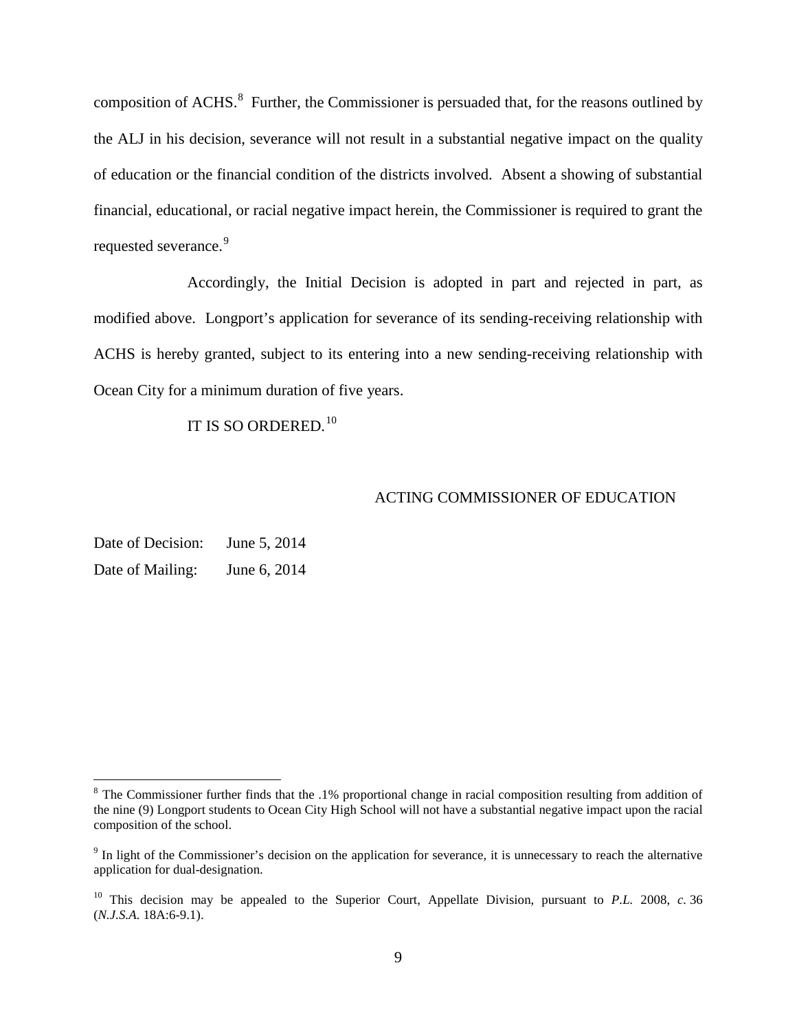composition of ACHS.[8] Further, the Commissioner is persuaded that, for the reasons outlined by the ALJ in his decision, severance will not result in a substantial negative impact on the quality of education or the financial condition of the districts involved. Absent a showing of substantial financial, educational, or racial negative impact herein, the Commissioner is required to grant the requested severance.[9]

Accordingly, the Initial Decision is adopted in part and rejected in part, as modified above. Longport's application for severance of its sending-receiving relationship with ACHS is hereby granted, subject to its entering into a new sending-receiving relationship with Ocean City for a minimum duration of five years.

IT IS SO ORDERED.[10]

ACTING COMMISSIONER OF EDUCATION

Date of Decision: June 5, 2014

Date of Mailing: June 6, 2014

---

[8] The Commissioner further finds that the .1% proportional change in racial composition resulting from addition of the nine (9) Longport students to Ocean City High School will not have a substantial negative impact upon the racial composition of the school.

[9] In light of the Commissioner's decision on the application for severance, it is unnecessary to reach the alternative application for dual-designation.

[10] This decision may be appealed to the Superior Court, Appellate Division, pursuant to *P.L.* 2008, *c.* 36 (*N.J.S.A.* 18A:6-9.1).